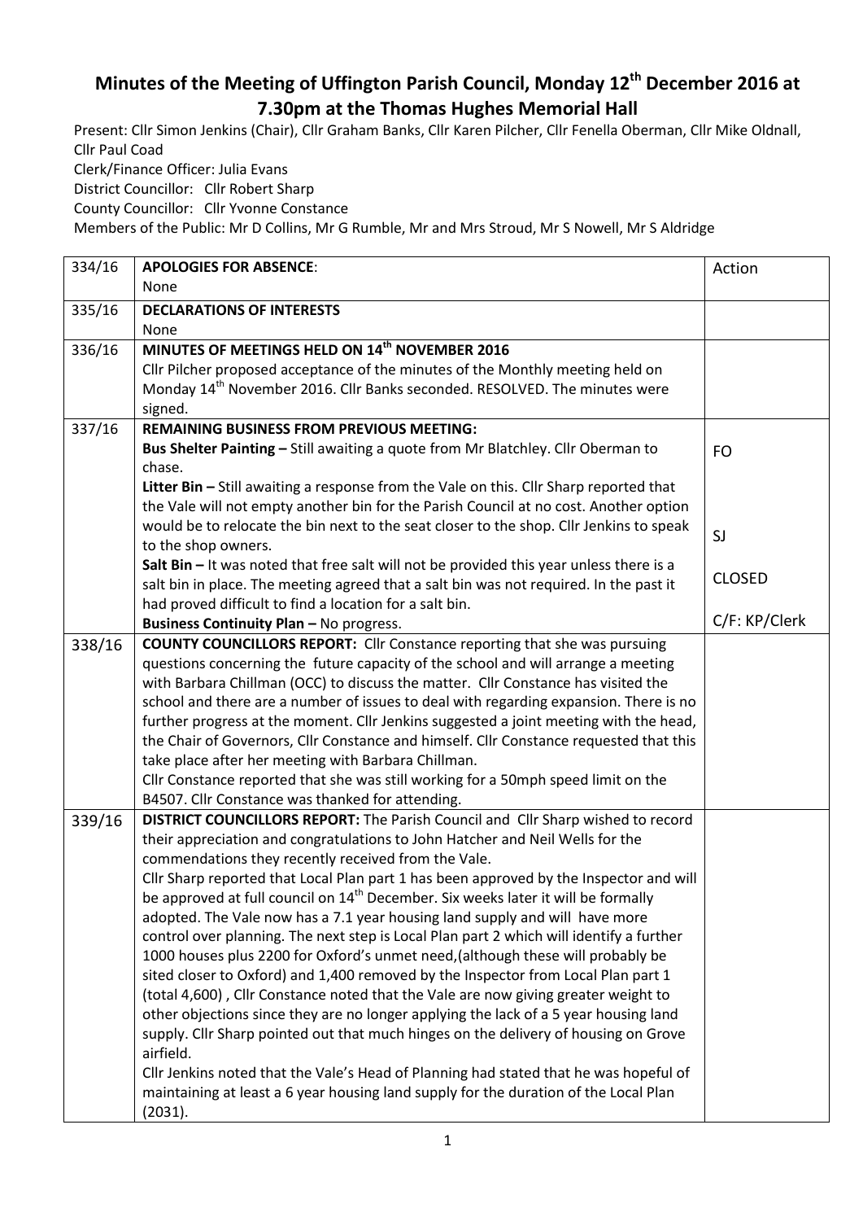# Minutes of the Meeting of Uffington Parish Council, Monday 12th December 2016 at 7.30pm at the Thomas Hughes Memorial Hall

Present: Cllr Simon Jenkins (Chair), Cllr Graham Banks, Cllr Karen Pilcher, Cllr Fenella Oberman, Cllr Mike Oldnall, Cllr Paul Coad

Clerk/Finance Officer: Julia Evans

District Councillor: Cllr Robert Sharp

County Councillor: Cllr Yvonne Constance

Members of the Public: Mr D Collins, Mr G Rumble, Mr and Mrs Stroud, Mr S Nowell, Mr S Aldridge

| | | Action |
|---|---|---|
| 334/16 | **APOLOGIES FOR ABSENCE**:<br>None | |
| 335/16 | **DECLARATIONS OF INTERESTS**<br>None | |
| 336/16 | **MINUTES OF MEETINGS HELD ON 14th NOVEMBER 2016**<br>Cllr Pilcher proposed acceptance of the minutes of the Monthly meeting held on Monday 14th November 2016. Cllr Banks seconded. RESOLVED. The minutes were signed. | |
| 337/16 | **REMAINING BUSINESS FROM PREVIOUS MEETING:**<br>**Bus Shelter Painting –** Still awaiting a quote from Mr Blatchley. Cllr Oberman to chase.<br>**Litter Bin –** Still awaiting a response from the Vale on this. Cllr Sharp reported that the Vale will not empty another bin for the Parish Council at no cost. Another option would be to relocate the bin next to the seat closer to the shop. Cllr Jenkins to speak to the shop owners.<br>**Salt Bin –** It was noted that free salt will not be provided this year unless there is a salt bin in place. The meeting agreed that a salt bin was not required. In the past it had proved difficult to find a location for a salt bin.<br>**Business Continuity Plan –** No progress. | FO<br><br>SJ<br><br>CLOSED<br><br>C/F: KP/Clerk |
| 338/16 | **COUNTY COUNCILLORS REPORT:** Cllr Constance reporting that she was pursuing questions concerning the future capacity of the school and will arrange a meeting with Barbara Chillman (OCC) to discuss the matter. Cllr Constance has visited the school and there are a number of issues to deal with regarding expansion. There is no further progress at the moment. Cllr Jenkins suggested a joint meeting with the head, the Chair of Governors, Cllr Constance and himself. Cllr Constance requested that this take place after her meeting with Barbara Chillman.<br>Cllr Constance reported that she was still working for a 50mph speed limit on the B4507. Cllr Constance was thanked for attending. | |
| 339/16 | **DISTRICT COUNCILLORS REPORT:** The Parish Council and Cllr Sharp wished to record their appreciation and congratulations to John Hatcher and Neil Wells for the commendations they recently received from the Vale.<br>Cllr Sharp reported that Local Plan part 1 has been approved by the Inspector and will be approved at full council on 14th December. Six weeks later it will be formally adopted. The Vale now has a 7.1 year housing land supply and will have more control over planning. The next step is Local Plan part 2 which will identify a further 1000 houses plus 2200 for Oxford's unmet need,(although these will probably be sited closer to Oxford) and 1,400 removed by the Inspector from Local Plan part 1 (total 4,600) , Cllr Constance noted that the Vale are now giving greater weight to other objections since they are no longer applying the lack of a 5 year housing land supply. Cllr Sharp pointed out that much hinges on the delivery of housing on Grove airfield.<br>Cllr Jenkins noted that the Vale's Head of Planning had stated that he was hopeful of maintaining at least a 6 year housing land supply for the duration of the Local Plan (2031). | |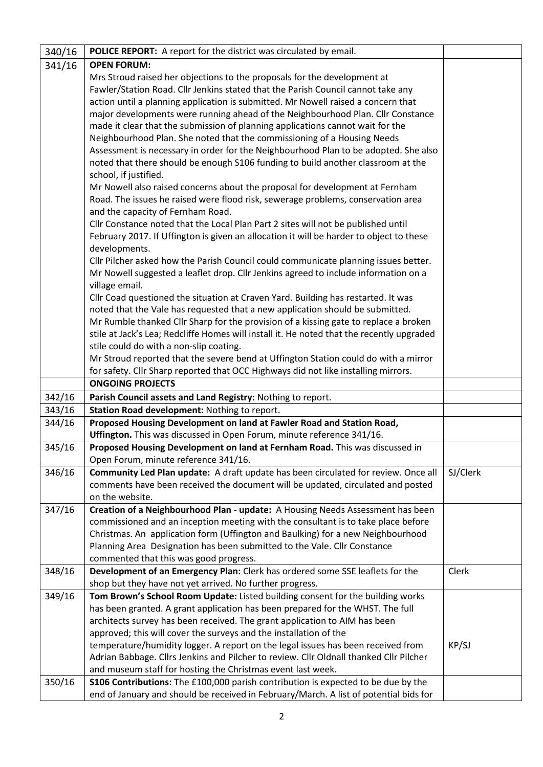| | | |
|---|---|---|
| 340/16 | **POLICE REPORT:** A report for the district was circulated by email. | |
| 341/16 | **OPEN FORUM:**<br>Mrs Stroud raised her objections to the proposals for the development at Fawler/Station Road. Cllr Jenkins stated that the Parish Council cannot take any action until a planning application is submitted. Mr Nowell raised a concern that major developments were running ahead of the Neighbourhood Plan. Cllr Constance made it clear that the submission of planning applications cannot wait for the Neighbourhood Plan. She noted that the commissioning of a Housing Needs Assessment is necessary in order for the Neighbourhood Plan to be adopted. She also noted that there should be enough S106 funding to build another classroom at the school, if justified.<br>Mr Nowell also raised concerns about the proposal for development at Fernham Road. The issues he raised were flood risk, sewerage problems, conservation area and the capacity of Fernham Road.<br>Cllr Constance noted that the Local Plan Part 2 sites will not be published until February 2017. If Uffington is given an allocation it will be harder to object to these developments.<br>Cllr Pilcher asked how the Parish Council could communicate planning issues better. Mr Nowell suggested a leaflet drop. Cllr Jenkins agreed to include information on a village email.<br>Cllr Coad questioned the situation at Craven Yard. Building has restarted. It was noted that the Vale has requested that a new application should be submitted.<br>Mr Rumble thanked Cllr Sharp for the provision of a kissing gate to replace a broken stile at Jack's Lea; Redcliffe Homes will install it. He noted that the recently upgraded stile could do with a non-slip coating.<br>Mr Stroud reported that the severe bend at Uffington Station could do with a mirror for safety. Cllr Sharp reported that OCC Highways did not like installing mirrors. | |
| | **ONGOING PROJECTS** | |
| 342/16 | **Parish Council assets and Land Registry:** Nothing to report. | |
| 343/16 | **Station Road development:** Nothing to report. | |
| 344/16 | **Proposed Housing Development on land at Fawler Road and Station Road, Uffington.** This was discussed in Open Forum, minute reference 341/16. | |
| 345/16 | **Proposed Housing Development on land at Fernham Road.** This was discussed in Open Forum, minute reference 341/16. | |
| 346/16 | **Community Led Plan update:** A draft update has been circulated for review. Once all comments have been received the document will be updated, circulated and posted on the website. | SJ/Clerk |
| 347/16 | **Creation of a Neighbourhood Plan - update:** A Housing Needs Assessment has been commissioned and an inception meeting with the consultant is to take place before Christmas. An application form (Uffington and Baulking) for a new Neighbourhood Planning Area Designation has been submitted to the Vale. Cllr Constance commented that this was good progress. | |
| 348/16 | **Development of an Emergency Plan:** Clerk has ordered some SSE leaflets for the shop but they have not yet arrived. No further progress. | Clerk |
| 349/16 | **Tom Brown's School Room Update:** Listed building consent for the building works has been granted. A grant application has been prepared for the WHST. The full architects survey has been received. The grant application to AIM has been approved; this will cover the surveys and the installation of the temperature/humidity logger. A report on the legal issues has been received from Adrian Babbage. Cllrs Jenkins and Pilcher to review. Cllr Oldnall thanked Cllr Pilcher and museum staff for hosting the Christmas event last week. | KP/SJ |
| 350/16 | **S106 Contributions:** The £100,000 parish contribution is expected to be due by the end of January and should be received in February/March. A list of potential bids for | |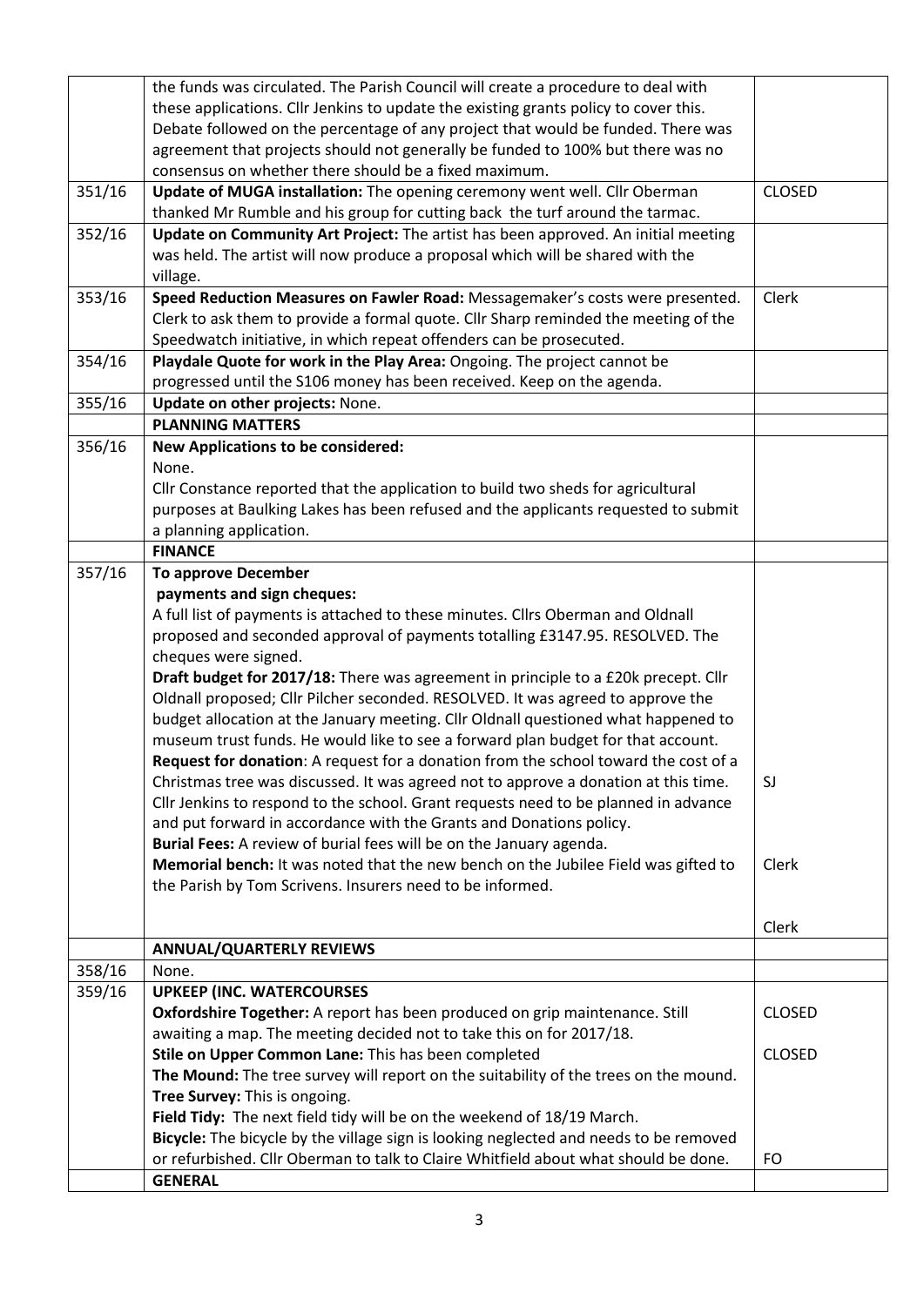| | | |
|---|---|---|
| | the funds was circulated. The Parish Council will create a procedure to deal with these applications. Cllr Jenkins to update the existing grants policy to cover this. Debate followed on the percentage of any project that would be funded. There was agreement that projects should not generally be funded to 100% but there was no consensus on whether there should be a fixed maximum. | |
| 351/16 | **Update of MUGA installation:** The opening ceremony went well. Cllr Oberman thanked Mr Rumble and his group for cutting back the turf around the tarmac. | CLOSED |
| 352/16 | **Update on Community Art Project:** The artist has been approved. An initial meeting was held. The artist will now produce a proposal which will be shared with the village. | |
| 353/16 | **Speed Reduction Measures on Fawler Road:** Messagemaker's costs were presented. Clerk to ask them to provide a formal quote. Cllr Sharp reminded the meeting of the Speedwatch initiative, in which repeat offenders can be prosecuted. | Clerk |
| 354/16 | **Playdale Quote for work in the Play Area:** Ongoing. The project cannot be progressed until the S106 money has been received. Keep on the agenda. | |
| 355/16 | **Update on other projects:** None. | |
| | **PLANNING MATTERS** | |
| 356/16 | **New Applications to be considered:**<br>None.<br>Cllr Constance reported that the application to build two sheds for agricultural purposes at Baulking Lakes has been refused and the applicants requested to submit a planning application. | |
| | **FINANCE** | |
| 357/16 | **To approve December payments and sign cheques:**<br>A full list of payments is attached to these minutes. Cllrs Oberman and Oldnall proposed and seconded approval of payments totalling £3147.95. RESOLVED. The cheques were signed.<br>**Draft budget for 2017/18:** There was agreement in principle to a £20k precept. Cllr Oldnall proposed; Cllr Pilcher seconded. RESOLVED. It was agreed to approve the budget allocation at the January meeting. Cllr Oldnall questioned what happened to museum trust funds. He would like to see a forward plan budget for that account.<br>**Request for donation**: A request for a donation from the school toward the cost of a Christmas tree was discussed. It was agreed not to approve a donation at this time. Cllr Jenkins to respond to the school. Grant requests need to be planned in advance and put forward in accordance with the Grants and Donations policy.<br>**Burial Fees:** A review of burial fees will be on the January agenda.<br>**Memorial bench:** It was noted that the new bench on the Jubilee Field was gifted to the Parish by Tom Scrivens. Insurers need to be informed. | SJ<br><br>Clerk<br><br>Clerk |
| | **ANNUAL/QUARTERLY REVIEWS** | |
| 358/16 | None. | |
| 359/16 | **UPKEEP (INC. WATERCOURSES**<br>**Oxfordshire Together:** A report has been produced on grip maintenance. Still awaiting a map. The meeting decided not to take this on for 2017/18.<br>**Stile on Upper Common Lane:** This has been completed<br>**The Mound:** The tree survey will report on the suitability of the trees on the mound.<br>**Tree Survey:** This is ongoing.<br>**Field Tidy:** The next field tidy will be on the weekend of 18/19 March.<br>**Bicycle:** The bicycle by the village sign is looking neglected and needs to be removed or refurbished. Cllr Oberman to talk to Claire Whitfield about what should be done. | CLOSED<br><br>CLOSED<br><br><br><br>FO |
| | **GENERAL** | |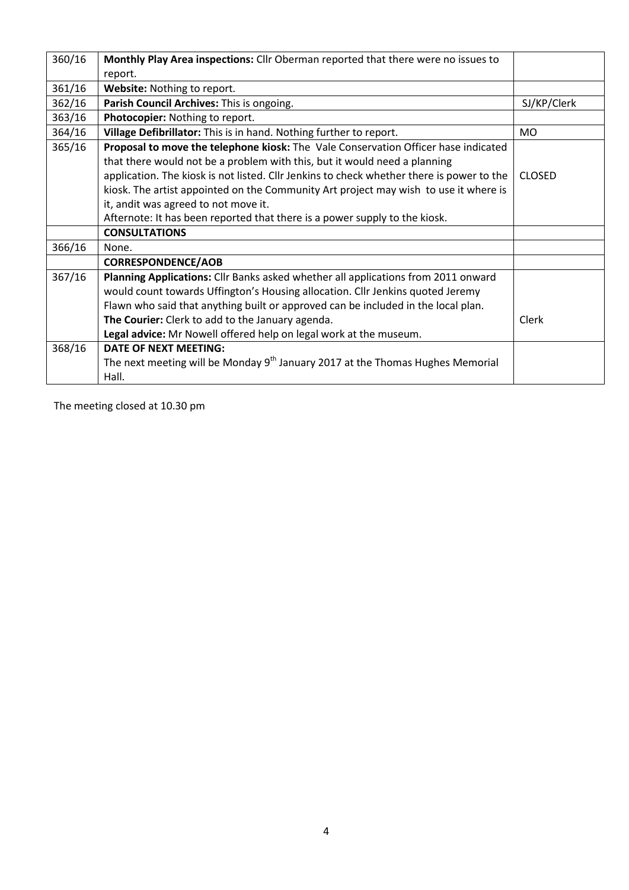| | | |
|---|---|---|
| 360/16 | **Monthly Play Area inspections:** Cllr Oberman reported that there were no issues to report. | |
| 361/16 | **Website:** Nothing to report. | |
| 362/16 | **Parish Council Archives:** This is ongoing. | SJ/KP/Clerk |
| 363/16 | **Photocopier:** Nothing to report. | |
| 364/16 | **Village Defibrillator:** This is in hand. Nothing further to report. | MO |
| 365/16 | **Proposal to move the telephone kiosk:** The Vale Conservation Officer hase indicated that there would not be a problem with this, but it would need a planning application. The kiosk is not listed. Cllr Jenkins to check whether there is power to the kiosk. The artist appointed on the Community Art project may wish to use it where is it, andit was agreed to not move it.<br>Afternote: It has been reported that there is a power supply to the kiosk. | CLOSED |
| | **CONSULTATIONS** | |
| 366/16 | None. | |
| | **CORRESPONDENCE/AOB** | |
| 367/16 | **Planning Applications:** Cllr Banks asked whether all applications from 2011 onward would count towards Uffington's Housing allocation. Cllr Jenkins quoted Jeremy Flawn who said that anything built or approved can be included in the local plan.<br>**The Courier:** Clerk to add to the January agenda.<br>**Legal advice:** Mr Nowell offered help on legal work at the museum. | Clerk |
| 368/16 | **DATE OF NEXT MEETING:**<br>The next meeting will be Monday 9th January 2017 at the Thomas Hughes Memorial Hall. | |

The meeting closed at 10.30 pm